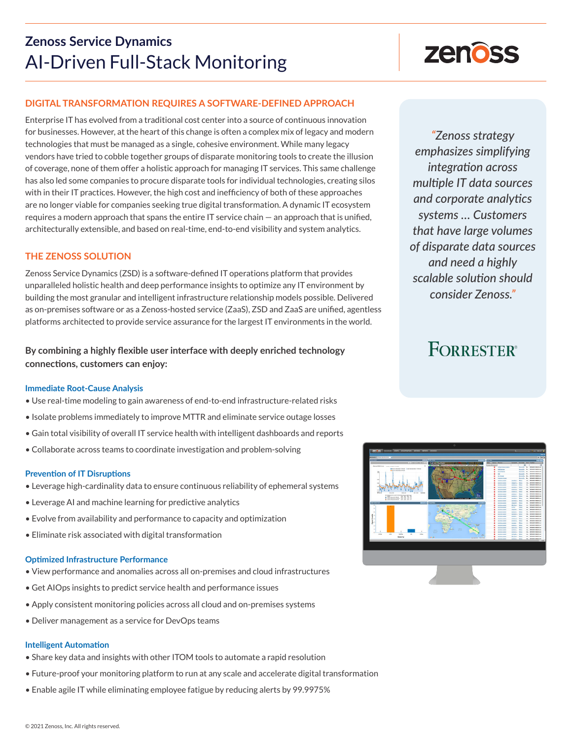# Zenoss Service Dynamics

## AI-Driven Full-Stack Monitoring

### DIGITAL TRANSFORMATION REQUIRES A SOFTWARE-DEFINED APPROACH

Enterprise IT has evolved from a traditional cost center into a source of continuous innovation for businesses. However, at the heart of this change is often a complex mix of legacy and modern technologies that must be managed as a single, cohesive environment. While many legacy vendors have tried to cobble together groups of disparate monitoring tools to create the illusion of coverage, none of them offer a holistic approach for managing IT services. This same challenge has also led some companies to procure disparate tools for individual technologies, creating silos with in their IT practices. However, the high cost and inefficiency of both of these approaches are no longer viable for companies seeking true digital transformation. A dynamic IT ecosystem requires a modern approach that spans the entire IT service chain — an approach that is unified, architecturally extensible, and based on real-time, end-to-end visibility and system analytics.

> *"Zenoss strategy emphasizes simplifying integration across multiple IT data sources and corporate analytics systems … Customers that have large volumes of disparate data sources and need a highly scalable solution should consider Zenoss."*
>
> FORRESTER®

### THE ZENOSS SOLUTION

Zenoss Service Dynamics (ZSD) is a software-defined IT operations platform that provides unparalleled holistic health and deep performance insights to optimize any IT environment by building the most granular and intelligent infrastructure relationship models possible. Delivered as on-premises software or as a Zenoss-hosted service (ZaaS), ZSD and ZaaS are unified, agentless platforms architected to provide service assurance for the largest IT environments in the world.

**By combining a highly flexible user interface with deeply enriched technology connections, customers can enjoy:**

#### Immediate Root-Cause Analysis

- Use real-time modeling to gain awareness of end-to-end infrastructure-related risks
- Isolate problems immediately to improve MTTR and eliminate service outage losses
- Gain total visibility of overall IT service health with intelligent dashboards and reports
- Collaborate across teams to coordinate investigation and problem-solving

#### Prevention of IT Disruptions

- Leverage high-cardinality data to ensure continuous reliability of ephemeral systems
- Leverage AI and machine learning for predictive analytics
- Evolve from availability and performance to capacity and optimization
- Eliminate risk associated with digital transformation

#### Optimized Infrastructure Performance

- View performance and anomalies across all on-premises and cloud infrastructures
- Get AIOps insights to predict service health and performance issues
- Apply consistent monitoring policies across all cloud and on-premises systems
- Deliver management as a service for DevOps teams

#### Intelligent Automation

- Share key data and insights with other ITOM tools to automate a rapid resolution
- Future-proof your monitoring platform to run at any scale and accelerate digital transformation
- Enable agile IT while eliminating employee fatigue by reducing alerts by 99.9975%

© 2021 Zenoss, Inc. All rights reserved.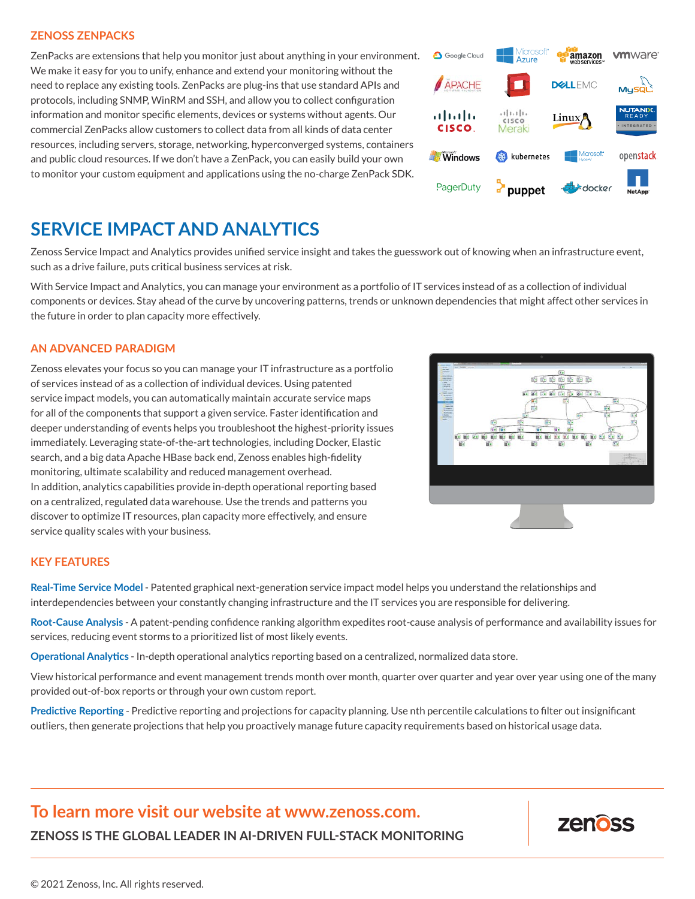## ZENOSS ZENPACKS

ZenPacks are extensions that help you monitor just about anything in your environment. We make it easy for you to unify, enhance and extend your monitoring without the need to replace any existing tools. ZenPacks are plug-ins that use standard APIs and protocols, including SNMP, WinRM and SSH, and allow you to collect configuration information and monitor specific elements, devices or systems without agents. Our commercial ZenPacks allow customers to collect data from all kinds of data center resources, including servers, storage, networking, hyperconverged systems, containers and public cloud resources. If we don't have a ZenPack, you can easily build your own to monitor your custom equipment and applications using the no-charge ZenPack SDK.

# SERVICE IMPACT AND ANALYTICS

Zenoss Service Impact and Analytics provides unified service insight and takes the guesswork out of knowing when an infrastructure event, such as a drive failure, puts critical business services at risk.

With Service Impact and Analytics, you can manage your environment as a portfolio of IT services instead of as a collection of individual components or devices. Stay ahead of the curve by uncovering patterns, trends or unknown dependencies that might affect other services in the future in order to plan capacity more effectively.

## AN ADVANCED PARADIGM

Zenoss elevates your focus so you can manage your IT infrastructure as a portfolio of services instead of as a collection of individual devices. Using patented service impact models, you can automatically maintain accurate service maps for all of the components that support a given service. Faster identification and deeper understanding of events helps you troubleshoot the highest-priority issues immediately. Leveraging state-of-the-art technologies, including Docker, Elastic search, and a big data Apache HBase back end, Zenoss enables high-fidelity monitoring, ultimate scalability and reduced management overhead.
In addition, analytics capabilities provide in-depth operational reporting based on a centralized, regulated data warehouse. Use the trends and patterns you discover to optimize IT resources, plan capacity more effectively, and ensure service quality scales with your business.

## KEY FEATURES

**Real-Time Service Model** - Patented graphical next-generation service impact model helps you understand the relationships and interdependencies between your constantly changing infrastructure and the IT services you are responsible for delivering.

**Root-Cause Analysis** - A patent-pending confidence ranking algorithm expedites root-cause analysis of performance and availability issues for services, reducing event storms to a prioritized list of most likely events.

**Operational Analytics** - In-depth operational analytics reporting based on a centralized, normalized data store.

View historical performance and event management trends month over month, quarter over quarter and year over year using one of the many provided out-of-box reports or through your own custom report.

**Predictive Reporting** - Predictive reporting and projections for capacity planning. Use nth percentile calculations to filter out insignificant outliers, then generate projections that help you proactively manage future capacity requirements based on historical usage data.

## To learn more visit our website at www.zenoss.com.

**ZENOSS IS THE GLOBAL LEADER IN AI-DRIVEN FULL-STACK MONITORING**

© 2021 Zenoss, Inc. All rights reserved.